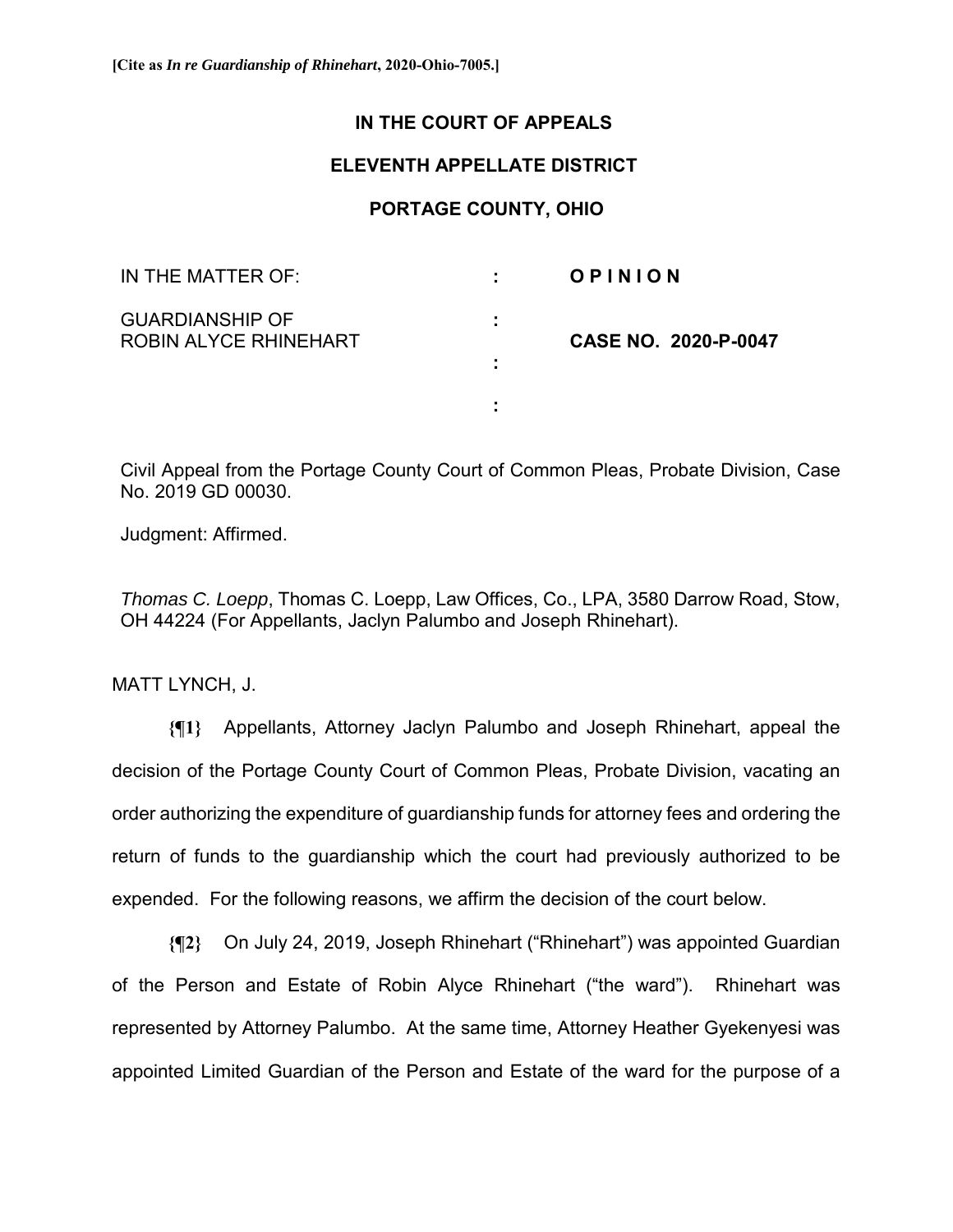**[Cite as *In re Guardianship of Rhinehart*, 2020-Ohio-7005.]**

**IN THE COURT OF APPEALS**

**ELEVENTH APPELLATE DISTRICT**

**PORTAGE COUNTY, OHIO**

| | | |
|---|---|---|
| IN THE MATTER OF: | : | **O P I N I O N** |
| GUARDIANSHIP OF ROBIN ALYCE RHINEHART | : | **CASE NO. 2020-P-0047** |
| | : | |
| | : | |

Civil Appeal from the Portage County Court of Common Pleas, Probate Division, Case No. 2019 GD 00030.

Judgment: Affirmed.

*Thomas C. Loepp*, Thomas C. Loepp, Law Offices, Co., LPA, 3580 Darrow Road, Stow, OH 44224 (For Appellants, Jaclyn Palumbo and Joseph Rhinehart).

MATT LYNCH, J.

**{¶1}** Appellants, Attorney Jaclyn Palumbo and Joseph Rhinehart, appeal the decision of the Portage County Court of Common Pleas, Probate Division, vacating an order authorizing the expenditure of guardianship funds for attorney fees and ordering the return of funds to the guardianship which the court had previously authorized to be expended. For the following reasons, we affirm the decision of the court below.

**{¶2}** On July 24, 2019, Joseph Rhinehart ("Rhinehart") was appointed Guardian of the Person and Estate of Robin Alyce Rhinehart ("the ward"). Rhinehart was represented by Attorney Palumbo. At the same time, Attorney Heather Gyekenyesi was appointed Limited Guardian of the Person and Estate of the ward for the purpose of a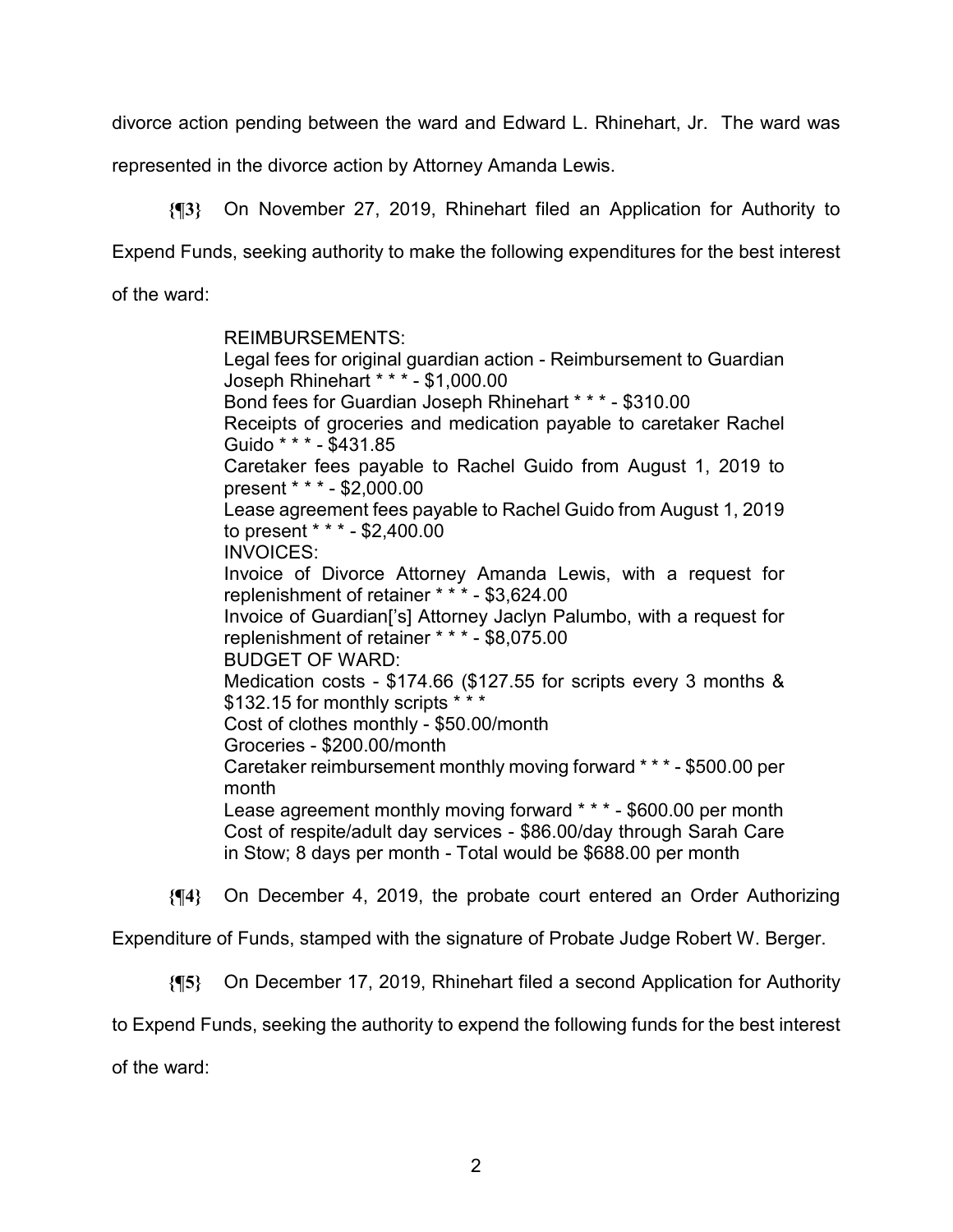divorce action pending between the ward and Edward L. Rhinehart, Jr. The ward was represented in the divorce action by Attorney Amanda Lewis.

**{¶3}** On November 27, 2019, Rhinehart filed an Application for Authority to Expend Funds, seeking authority to make the following expenditures for the best interest of the ward:

> REIMBURSEMENTS:
> Legal fees for original guardian action - Reimbursement to Guardian Joseph Rhinehart * * * - $1,000.00
> Bond fees for Guardian Joseph Rhinehart * * * - $310.00
> Receipts of groceries and medication payable to caretaker Rachel Guido * * * - $431.85
> Caretaker fees payable to Rachel Guido from August 1, 2019 to present * * * - $2,000.00
> Lease agreement fees payable to Rachel Guido from August 1, 2019 to present * * * - $2,400.00
> INVOICES:
> Invoice of Divorce Attorney Amanda Lewis, with a request for replenishment of retainer * * * - $3,624.00
> Invoice of Guardian['s] Attorney Jaclyn Palumbo, with a request for replenishment of retainer * * * - $8,075.00
> BUDGET OF WARD:
> Medication costs - $174.66 ($127.55 for scripts every 3 months & $132.15 for monthly scripts * * *
> Cost of clothes monthly - $50.00/month
> Groceries - $200.00/month
> Caretaker reimbursement monthly moving forward * * * - $500.00 per month
> Lease agreement monthly moving forward * * * - $600.00 per month
> Cost of respite/adult day services - $86.00/day through Sarah Care in Stow; 8 days per month - Total would be $688.00 per month

**{¶4}** On December 4, 2019, the probate court entered an Order Authorizing Expenditure of Funds, stamped with the signature of Probate Judge Robert W. Berger.

**{¶5}** On December 17, 2019, Rhinehart filed a second Application for Authority to Expend Funds, seeking the authority to expend the following funds for the best interest of the ward: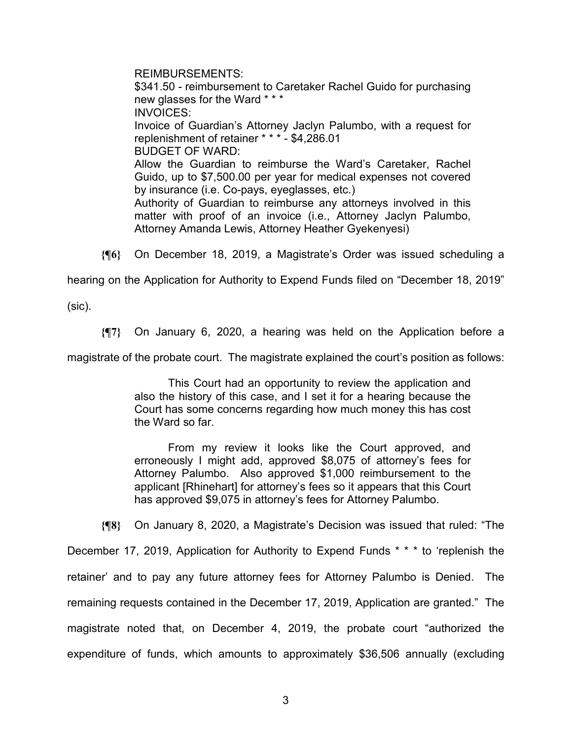> REIMBURSEMENTS:
> $341.50 - reimbursement to Caretaker Rachel Guido for purchasing new glasses for the Ward * * *
> INVOICES:
> Invoice of Guardian's Attorney Jaclyn Palumbo, with a request for replenishment of retainer * * * - $4,286.01
> BUDGET OF WARD:
> Allow the Guardian to reimburse the Ward's Caretaker, Rachel Guido, up to $7,500.00 per year for medical expenses not covered by insurance (i.e. Co-pays, eyeglasses, etc.)
> Authority of Guardian to reimburse any attorneys involved in this matter with proof of an invoice (i.e., Attorney Jaclyn Palumbo, Attorney Amanda Lewis, Attorney Heather Gyekenyesi)

**{¶6}** On December 18, 2019, a Magistrate's Order was issued scheduling a hearing on the Application for Authority to Expend Funds filed on "December 18, 2019" (sic).

**{¶7}** On January 6, 2020, a hearing was held on the Application before a magistrate of the probate court. The magistrate explained the court's position as follows:

> This Court had an opportunity to review the application and also the history of this case, and I set it for a hearing because the Court has some concerns regarding how much money this has cost the Ward so far.
>
> From my review it looks like the Court approved, and erroneously I might add, approved $8,075 of attorney's fees for Attorney Palumbo. Also approved $1,000 reimbursement to the applicant [Rhinehart] for attorney's fees so it appears that this Court has approved $9,075 in attorney's fees for Attorney Palumbo.

**{¶8}** On January 8, 2020, a Magistrate's Decision was issued that ruled: "The December 17, 2019, Application for Authority to Expend Funds * * * to 'replenish the retainer' and to pay any future attorney fees for Attorney Palumbo is Denied. The remaining requests contained in the December 17, 2019, Application are granted." The magistrate noted that, on December 4, 2019, the probate court "authorized the expenditure of funds, which amounts to approximately $36,506 annually (excluding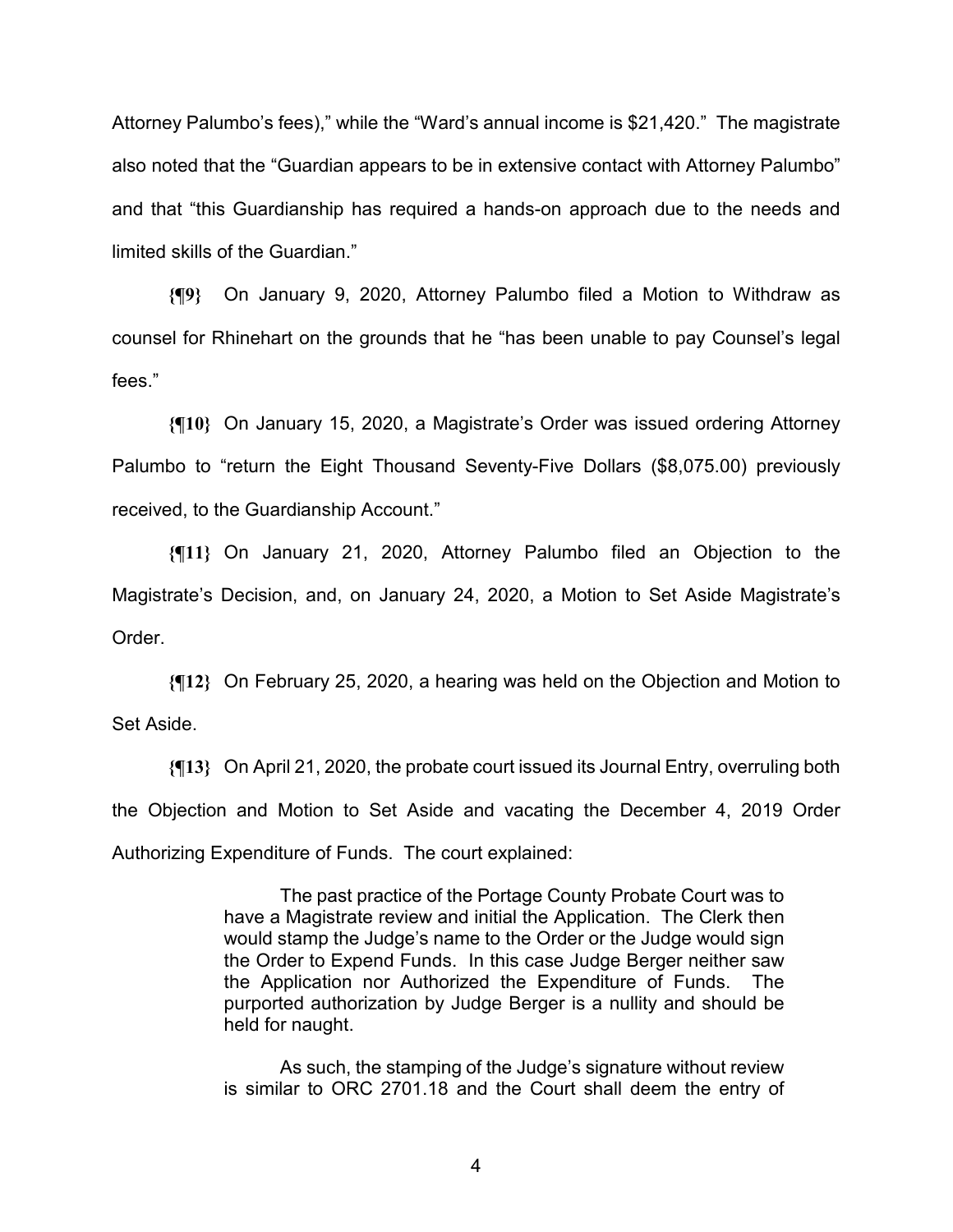Attorney Palumbo's fees)," while the "Ward's annual income is $21,420." The magistrate also noted that the "Guardian appears to be in extensive contact with Attorney Palumbo" and that "this Guardianship has required a hands-on approach due to the needs and limited skills of the Guardian."

**{¶9}** On January 9, 2020, Attorney Palumbo filed a Motion to Withdraw as counsel for Rhinehart on the grounds that he "has been unable to pay Counsel's legal fees."

**{¶10}** On January 15, 2020, a Magistrate's Order was issued ordering Attorney Palumbo to "return the Eight Thousand Seventy-Five Dollars ($8,075.00) previously received, to the Guardianship Account."

**{¶11}** On January 21, 2020, Attorney Palumbo filed an Objection to the Magistrate's Decision, and, on January 24, 2020, a Motion to Set Aside Magistrate's Order.

**{¶12}** On February 25, 2020, a hearing was held on the Objection and Motion to Set Aside.

**{¶13}** On April 21, 2020, the probate court issued its Journal Entry, overruling both the Objection and Motion to Set Aside and vacating the December 4, 2019 Order Authorizing Expenditure of Funds. The court explained:

> The past practice of the Portage County Probate Court was to have a Magistrate review and initial the Application. The Clerk then would stamp the Judge's name to the Order or the Judge would sign the Order to Expend Funds. In this case Judge Berger neither saw the Application nor Authorized the Expenditure of Funds. The purported authorization by Judge Berger is a nullity and should be held for naught.
>
> As such, the stamping of the Judge's signature without review is similar to ORC 2701.18 and the Court shall deem the entry of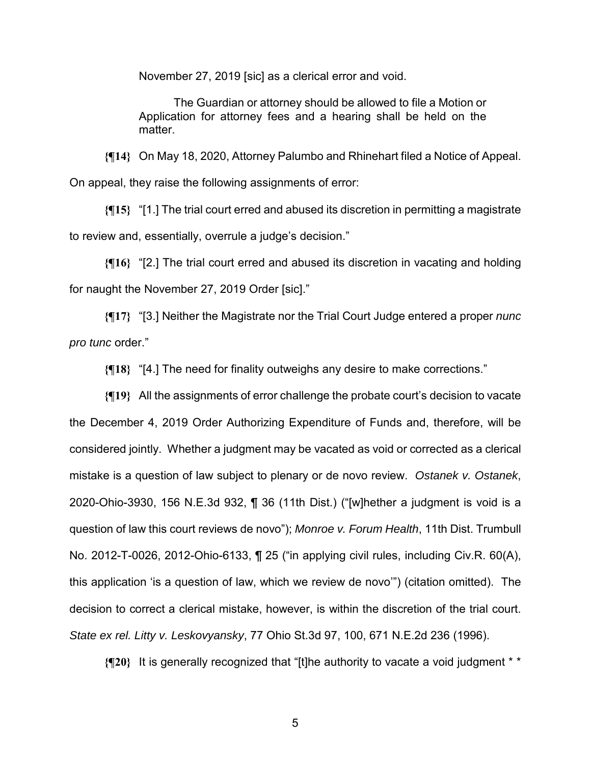November 27, 2019 [sic] as a clerical error and void.

> The Guardian or attorney should be allowed to file a Motion or Application for attorney fees and a hearing shall be held on the matter.

**{¶14}** On May 18, 2020, Attorney Palumbo and Rhinehart filed a Notice of Appeal. On appeal, they raise the following assignments of error:

**{¶15}** "[1.] The trial court erred and abused its discretion in permitting a magistrate to review and, essentially, overrule a judge's decision."

**{¶16}** "[2.] The trial court erred and abused its discretion in vacating and holding for naught the November 27, 2019 Order [sic]."

**{¶17}** "[3.] Neither the Magistrate nor the Trial Court Judge entered a proper *nunc pro tunc* order."

**{¶18}** "[4.] The need for finality outweighs any desire to make corrections."

**{¶19}** All the assignments of error challenge the probate court's decision to vacate the December 4, 2019 Order Authorizing Expenditure of Funds and, therefore, will be considered jointly. Whether a judgment may be vacated as void or corrected as a clerical mistake is a question of law subject to plenary or de novo review. *Ostanek v. Ostanek*, 2020-Ohio-3930, 156 N.E.3d 932, ¶ 36 (11th Dist.) ("[w]hether a judgment is void is a question of law this court reviews de novo"); *Monroe v. Forum Health*, 11th Dist. Trumbull No. 2012-T-0026, 2012-Ohio-6133, ¶ 25 ("in applying civil rules, including Civ.R. 60(A), this application 'is a question of law, which we review de novo'") (citation omitted). The decision to correct a clerical mistake, however, is within the discretion of the trial court. *State ex rel. Litty v. Leskovyansky*, 77 Ohio St.3d 97, 100, 671 N.E.2d 236 (1996).

**{¶20}** It is generally recognized that "[t]he authority to vacate a void judgment * *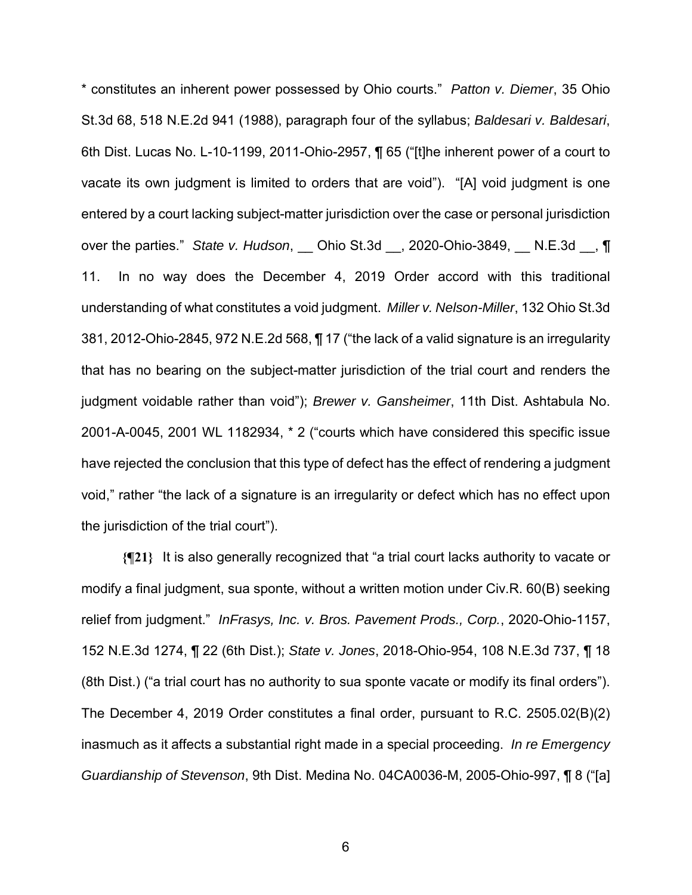* constitutes an inherent power possessed by Ohio courts." *Patton v. Diemer*, 35 Ohio St.3d 68, 518 N.E.2d 941 (1988), paragraph four of the syllabus; *Baldesari v. Baldesari*, 6th Dist. Lucas No. L-10-1199, 2011-Ohio-2957, ¶ 65 ("[t]he inherent power of a court to vacate its own judgment is limited to orders that are void"). "[A] void judgment is one entered by a court lacking subject-matter jurisdiction over the case or personal jurisdiction over the parties." *State v. Hudson*, __ Ohio St.3d __, 2020-Ohio-3849, __ N.E.3d __, ¶ 11. In no way does the December 4, 2019 Order accord with this traditional understanding of what constitutes a void judgment. *Miller v. Nelson-Miller*, 132 Ohio St.3d 381, 2012-Ohio-2845, 972 N.E.2d 568, ¶ 17 ("the lack of a valid signature is an irregularity that has no bearing on the subject-matter jurisdiction of the trial court and renders the judgment voidable rather than void"); *Brewer v. Gansheimer*, 11th Dist. Ashtabula No. 2001-A-0045, 2001 WL 1182934, * 2 ("courts which have considered this specific issue have rejected the conclusion that this type of defect has the effect of rendering a judgment void," rather "the lack of a signature is an irregularity or defect which has no effect upon the jurisdiction of the trial court").

**{¶21}** It is also generally recognized that "a trial court lacks authority to vacate or modify a final judgment, sua sponte, without a written motion under Civ.R. 60(B) seeking relief from judgment." *InFrasys, Inc. v. Bros. Pavement Prods., Corp.*, 2020-Ohio-1157, 152 N.E.3d 1274, ¶ 22 (6th Dist.); *State v. Jones*, 2018-Ohio-954, 108 N.E.3d 737, ¶ 18 (8th Dist.) ("a trial court has no authority to sua sponte vacate or modify its final orders"). The December 4, 2019 Order constitutes a final order, pursuant to R.C. 2505.02(B)(2) inasmuch as it affects a substantial right made in a special proceeding. *In re Emergency Guardianship of Stevenson*, 9th Dist. Medina No. 04CA0036-M, 2005-Ohio-997, ¶ 8 ("[a]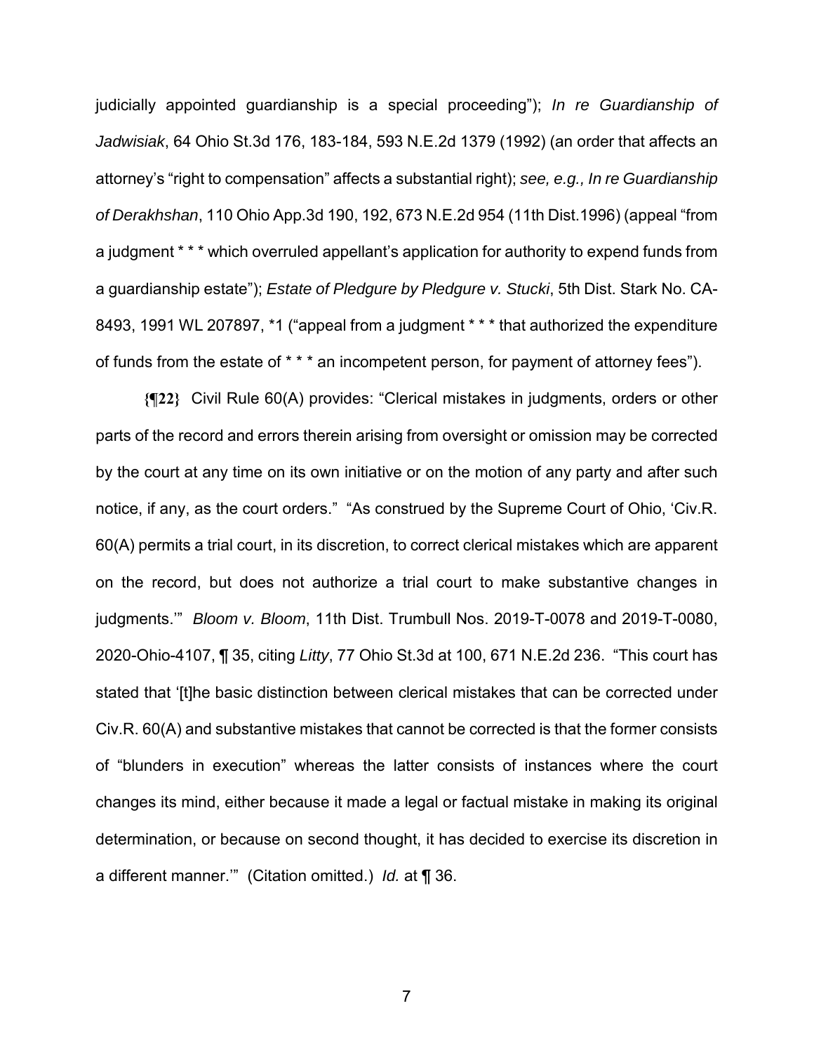judicially appointed guardianship is a special proceeding"); *In re Guardianship of Jadwisiak*, 64 Ohio St.3d 176, 183-184, 593 N.E.2d 1379 (1992) (an order that affects an attorney's "right to compensation" affects a substantial right); *see, e.g., In re Guardianship of Derakhshan*, 110 Ohio App.3d 190, 192, 673 N.E.2d 954 (11th Dist.1996) (appeal "from a judgment * * * which overruled appellant's application for authority to expend funds from a guardianship estate"); *Estate of Pledgure by Pledgure v. Stucki*, 5th Dist. Stark No. CA-8493, 1991 WL 207897, *1 ("appeal from a judgment * * * that authorized the expenditure of funds from the estate of * * * an incompetent person, for payment of attorney fees").

**{¶22}** Civil Rule 60(A) provides: "Clerical mistakes in judgments, orders or other parts of the record and errors therein arising from oversight or omission may be corrected by the court at any time on its own initiative or on the motion of any party and after such notice, if any, as the court orders." "As construed by the Supreme Court of Ohio, 'Civ.R. 60(A) permits a trial court, in its discretion, to correct clerical mistakes which are apparent on the record, but does not authorize a trial court to make substantive changes in judgments.'" *Bloom v. Bloom*, 11th Dist. Trumbull Nos. 2019-T-0078 and 2019-T-0080, 2020-Ohio-4107, ¶ 35, citing *Litty*, 77 Ohio St.3d at 100, 671 N.E.2d 236. "This court has stated that '[t]he basic distinction between clerical mistakes that can be corrected under Civ.R. 60(A) and substantive mistakes that cannot be corrected is that the former consists of "blunders in execution" whereas the latter consists of instances where the court changes its mind, either because it made a legal or factual mistake in making its original determination, or because on second thought, it has decided to exercise its discretion in a different manner.'" (Citation omitted.) *Id.* at ¶ 36.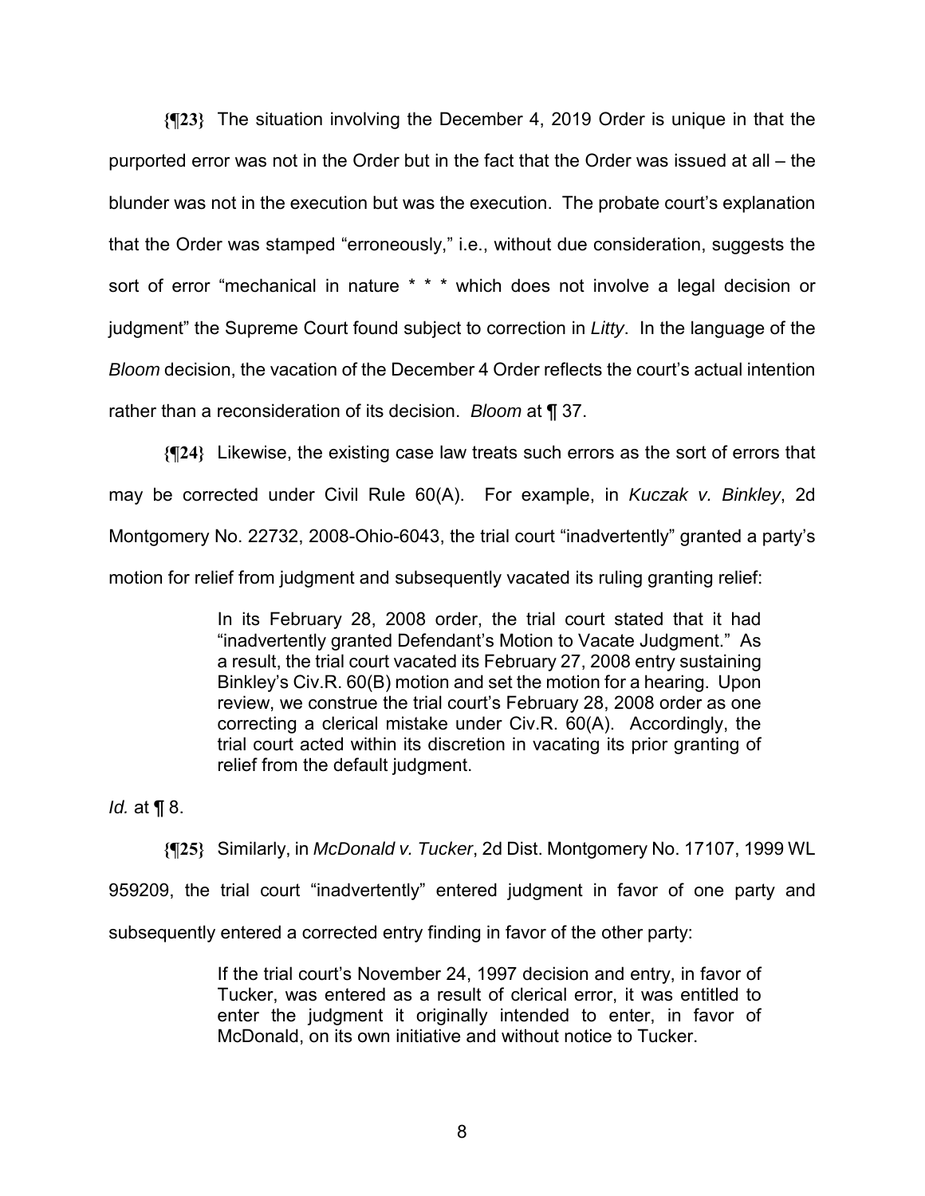**{¶23}** The situation involving the December 4, 2019 Order is unique in that the purported error was not in the Order but in the fact that the Order was issued at all – the blunder was not in the execution but was the execution. The probate court's explanation that the Order was stamped "erroneously," i.e., without due consideration, suggests the sort of error "mechanical in nature * * * which does not involve a legal decision or judgment" the Supreme Court found subject to correction in *Litty*. In the language of the *Bloom* decision, the vacation of the December 4 Order reflects the court's actual intention rather than a reconsideration of its decision. *Bloom* at ¶ 37.

**{¶24}** Likewise, the existing case law treats such errors as the sort of errors that may be corrected under Civil Rule 60(A). For example, in *Kuczak v. Binkley*, 2d Montgomery No. 22732, 2008-Ohio-6043, the trial court "inadvertently" granted a party's motion for relief from judgment and subsequently vacated its ruling granting relief:

> In its February 28, 2008 order, the trial court stated that it had "inadvertently granted Defendant's Motion to Vacate Judgment." As a result, the trial court vacated its February 27, 2008 entry sustaining Binkley's Civ.R. 60(B) motion and set the motion for a hearing. Upon review, we construe the trial court's February 28, 2008 order as one correcting a clerical mistake under Civ.R. 60(A). Accordingly, the trial court acted within its discretion in vacating its prior granting of relief from the default judgment.

*Id.* at ¶ 8.

**{¶25}** Similarly, in *McDonald v. Tucker*, 2d Dist. Montgomery No. 17107, 1999 WL 959209, the trial court "inadvertently" entered judgment in favor of one party and subsequently entered a corrected entry finding in favor of the other party:

> If the trial court's November 24, 1997 decision and entry, in favor of Tucker, was entered as a result of clerical error, it was entitled to enter the judgment it originally intended to enter, in favor of McDonald, on its own initiative and without notice to Tucker.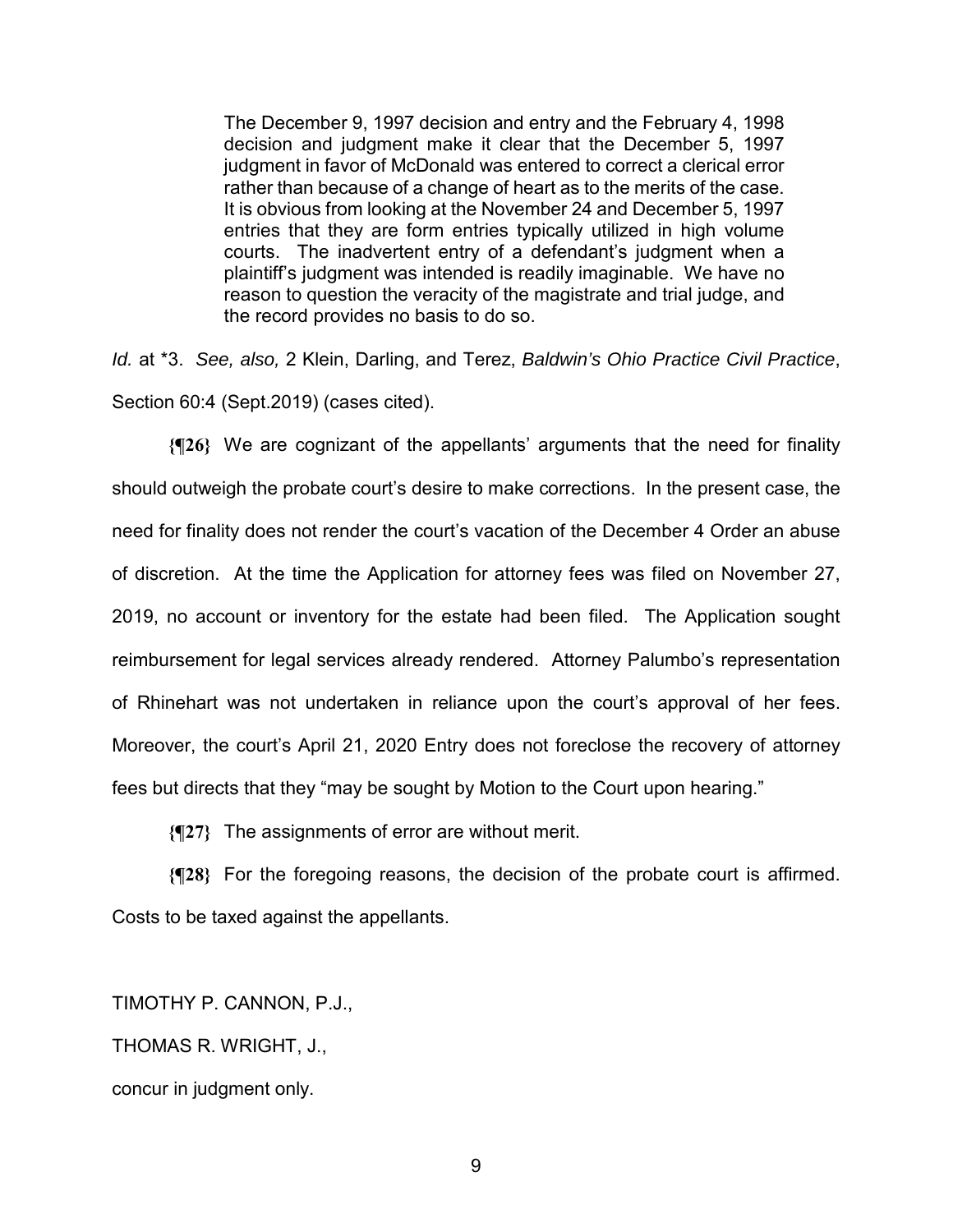> The December 9, 1997 decision and entry and the February 4, 1998 decision and judgment make it clear that the December 5, 1997 judgment in favor of McDonald was entered to correct a clerical error rather than because of a change of heart as to the merits of the case. It is obvious from looking at the November 24 and December 5, 1997 entries that they are form entries typically utilized in high volume courts. The inadvertent entry of a defendant's judgment when a plaintiff's judgment was intended is readily imaginable. We have no reason to question the veracity of the magistrate and trial judge, and the record provides no basis to do so.

*Id.* at \*3. *See, also,* 2 Klein, Darling, and Terez, *Baldwin's Ohio Practice Civil Practice*, Section 60:4 (Sept.2019) (cases cited).

**{¶26}** We are cognizant of the appellants' arguments that the need for finality should outweigh the probate court's desire to make corrections. In the present case, the need for finality does not render the court's vacation of the December 4 Order an abuse of discretion. At the time the Application for attorney fees was filed on November 27, 2019, no account or inventory for the estate had been filed. The Application sought reimbursement for legal services already rendered. Attorney Palumbo's representation of Rhinehart was not undertaken in reliance upon the court's approval of her fees. Moreover, the court's April 21, 2020 Entry does not foreclose the recovery of attorney fees but directs that they "may be sought by Motion to the Court upon hearing."

**{¶27}** The assignments of error are without merit.

**{¶28}** For the foregoing reasons, the decision of the probate court is affirmed. Costs to be taxed against the appellants.

TIMOTHY P. CANNON, P.J.,

THOMAS R. WRIGHT, J.,

concur in judgment only.